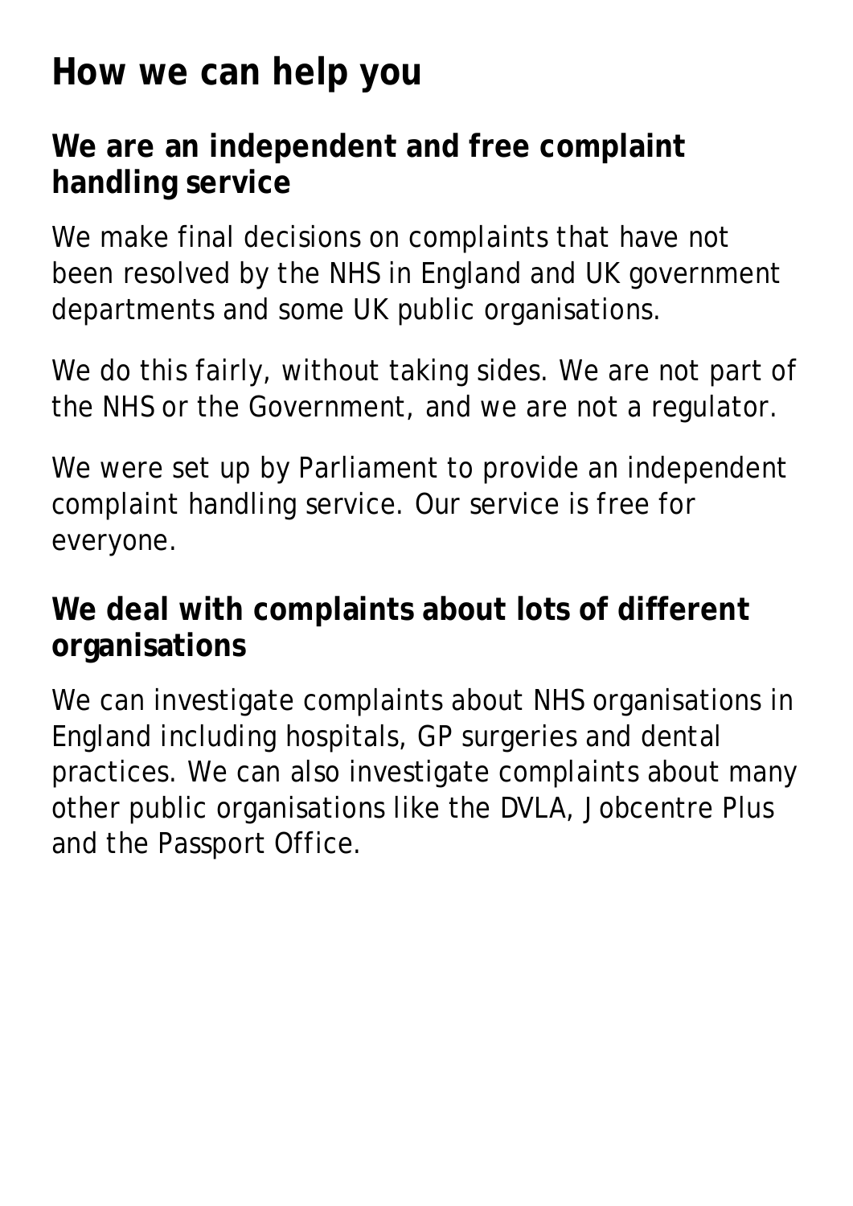# How we can help you

## We are an independent and free complaint handling service

We make final decisions on complaints that have not been resolved by the NHS in England and UK government departments and some UK public organisations.

We do this fairly, without taking sides. We are not part of the NHS or the Government, and we are not a regulator.

We were set up by Parliament to provide an independent complaint handling service. Our service is free for everyone.

## We deal with complaints about lots of different organisations

We can investigate complaints about NHS organisations in England including hospitals, GP surgeries and dental practices. We can also investigate complaints about many other public organisations like the DVLA, Jobcentre Plus and the Passport Office.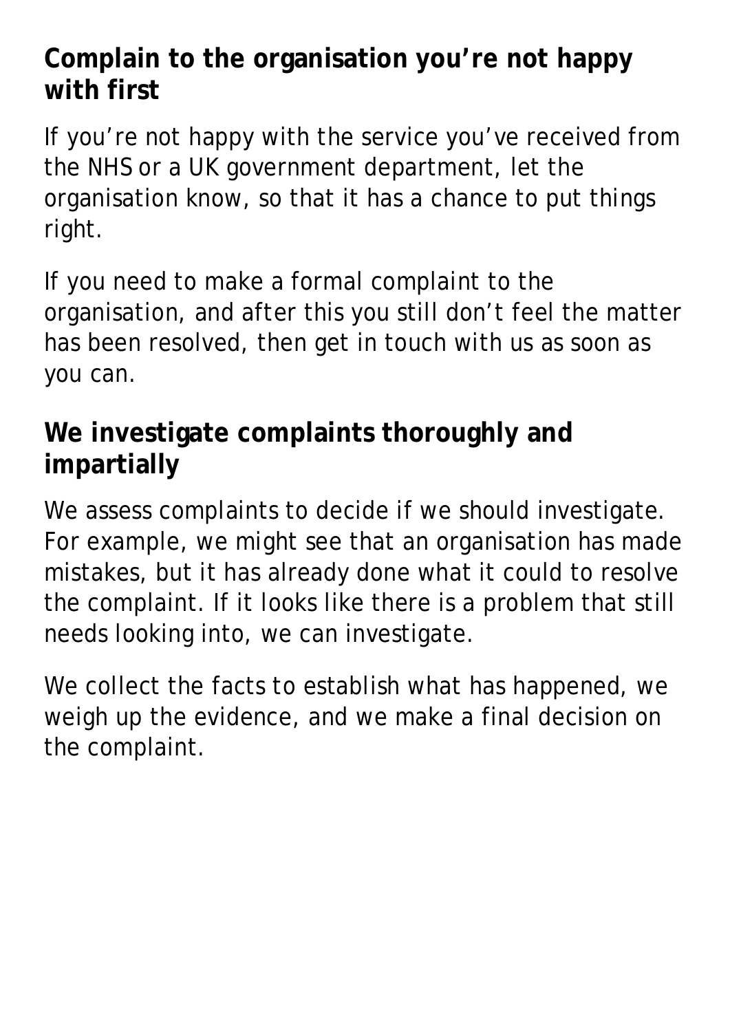## Complain to the organisation you're not happy with first

If you're not happy with the service you've received from the NHS or a UK government department, let the organisation know, so that it has a chance to put things right.

If you need to make a formal complaint to the organisation, and after this you still don't feel the matter has been resolved, then get in touch with us as soon as you can.

## We investigate complaints thoroughly and impartially

We assess complaints to decide if we should investigate. For example, we might see that an organisation has made mistakes, but it has already done what it could to resolve the complaint. If it looks like there is a problem that still needs looking into, we can investigate.

We collect the facts to establish what has happened, we weigh up the evidence, and we make a final decision on the complaint.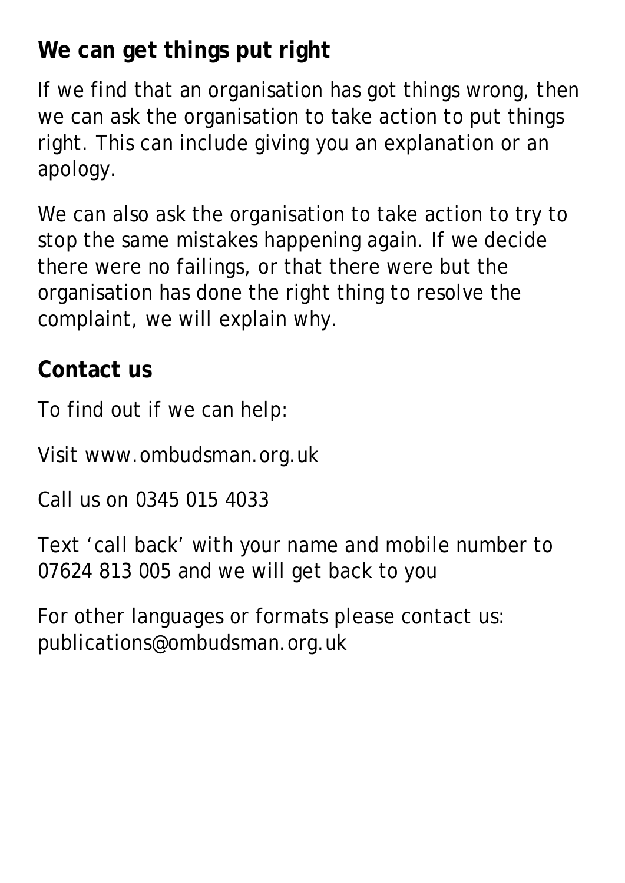## We can get things put right

If we find that an organisation has got things wrong, then we can ask the organisation to take action to put things right. This can include giving you an explanation or an apology.

We can also ask the organisation to take action to try to stop the same mistakes happening again. If we decide there were no failings, or that there were but the organisation has done the right thing to resolve the complaint, we will explain why.

## Contact us

To find out if we can help:

Visit www.ombudsman.org.uk

Call us on 0345 015 4033

Text 'call back' with your name and mobile number to 07624 813 005 and we will get back to you

For other languages or formats please contact us: publications@ombudsman.org.uk